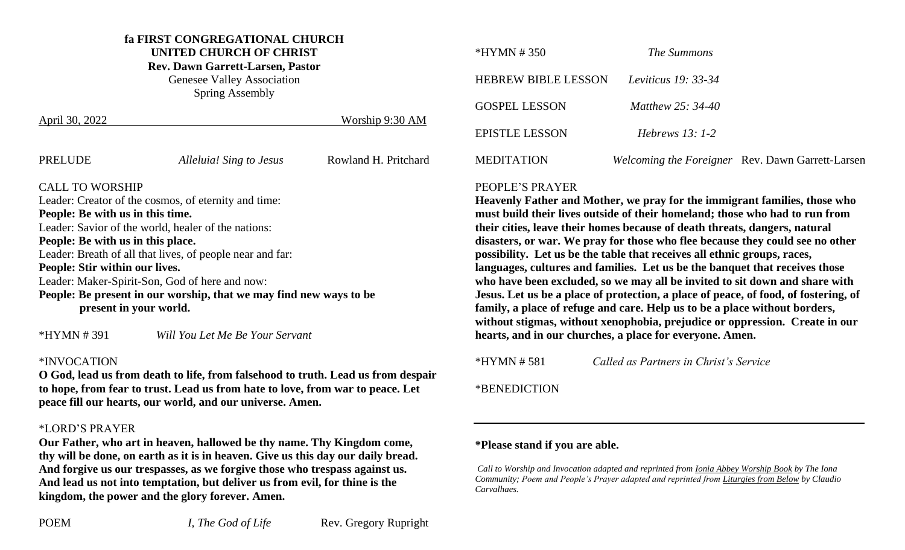**fa FIRST CONGREGATIONAL CHURCH**
**UNITED CHURCH OF CHRIST**
**Rev. Dawn Garrett-Larsen, Pastor**
Genesee Valley Association
Spring Assembly

April 30, 2022 Worship 9:30 AM

PRELUDE *Alleluia! Sing to Jesus* Rowland H. Pritchard

CALL TO WORSHIP
Leader: Creator of the cosmos, of eternity and time:
**People: Be with us in this time.**
Leader: Savior of the world, healer of the nations:
**People: Be with us in this place.**
Leader: Breath of all that lives, of people near and far:
**People: Stir within our lives.**
Leader: Maker-Spirit-Son, God of here and now:
**People: Be present in our worship, that we may find new ways to be present in your world.**

*HYMN # 391 *Will You Let Me Be Your Servant*

*INVOCATION
**O God, lead us from death to life, from falsehood to truth. Lead us from despair to hope, from fear to trust. Lead us from hate to love, from war to peace. Let peace fill our hearts, our world, and our universe. Amen.**

*LORD'S PRAYER
**Our Father, who art in heaven, hallowed be thy name. Thy Kingdom come, thy will be done, on earth as it is in heaven. Give us this day our daily bread. And forgive us our trespasses, as we forgive those who trespass against us. And lead us not into temptation, but deliver us from evil, for thine is the kingdom, the power and the glory forever. Amen.**

POEM *I, The God of Life* Rev. Gregory Rupright

*HYMN # 350 *The Summons*

HEBREW BIBLE LESSON *Leviticus 19: 33-34*

GOSPEL LESSON *Matthew 25: 34-40*

EPISTLE LESSON *Hebrews 13: 1-2*

MEDITATION *Welcoming the Foreigner* Rev. Dawn Garrett-Larsen

PEOPLE'S PRAYER
**Heavenly Father and Mother, we pray for the immigrant families, those who must build their lives outside of their homeland; those who had to run from their cities, leave their homes because of death threats, dangers, natural disasters, or war. We pray for those who flee because they could see no other possibility. Let us be the table that receives all ethnic groups, races, languages, cultures and families. Let us be the banquet that receives those who have been excluded, so we may all be invited to sit down and share with Jesus. Let us be a place of protection, a place of peace, of food, of fostering, of family, a place of refuge and care. Help us to be a place without borders, without stigmas, without xenophobia, prejudice or oppression. Create in our hearts, and in our churches, a place for everyone. Amen.**

*HYMN # 581 *Called as Partners in Christ's Service*

*BENEDICTION

---

**\*Please stand if you are able.**

*Call to Worship and Invocation adapted and reprinted from Ionia Abbey Worship Book by The Iona Community; Poem and People's Prayer adapted and reprinted from Liturgies from Below by Claudio Carvalhaes.*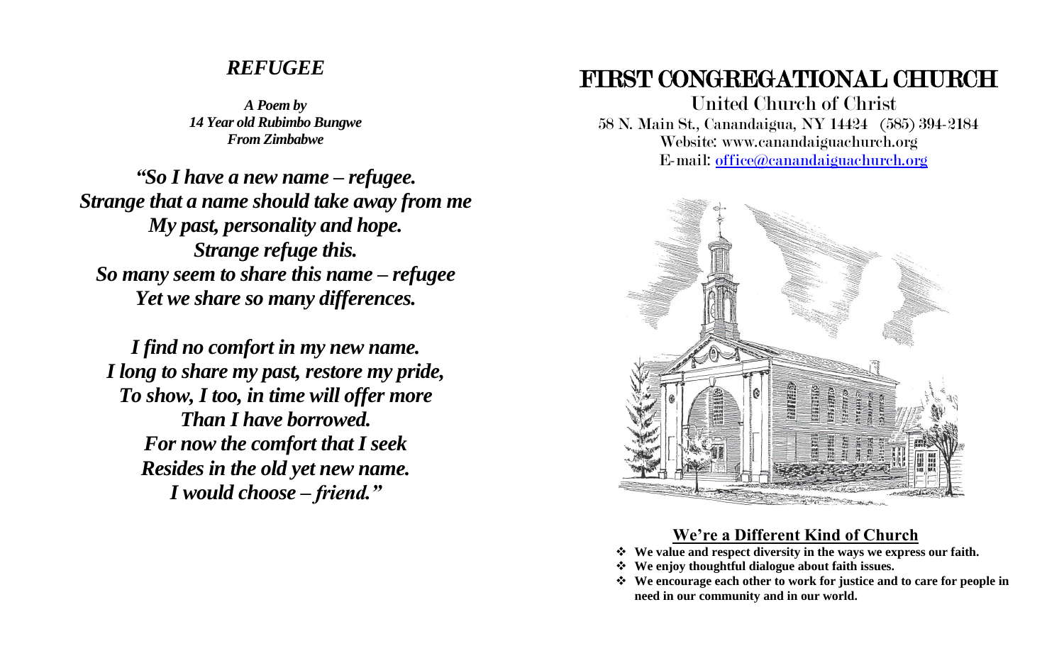## *REFUGEE*

***A Poem by***
***14 Year old Rubimbo Bungwe***
***From Zimbabwe***

***"So I have a new name – refugee.***
***Strange that a name should take away from me***
***My past, personality and hope.***
***Strange refuge this.***
***So many seem to share this name – refugee***
***Yet we share so many differences.***

***I find no comfort in my new name.***
***I long to share my past, restore my pride,***
***To show, I too, in time will offer more***
***Than I have borrowed.***
***For now the comfort that I seek***
***Resides in the old yet new name.***
***I would choose – friend."***

# FIRST CONGREGATIONAL CHURCH

United Church of Christ
58 N. Main St., Canandaigua, NY 14424 (585) 394-2184
Website: www.canandaiguachurch.org
E-mail: office@canandaiguachurch.org

## We're a Different Kind of Church

- **We value and respect diversity in the ways we express our faith.**
- **We enjoy thoughtful dialogue about faith issues.**
- **We encourage each other to work for justice and to care for people in need in our community and in our world.**